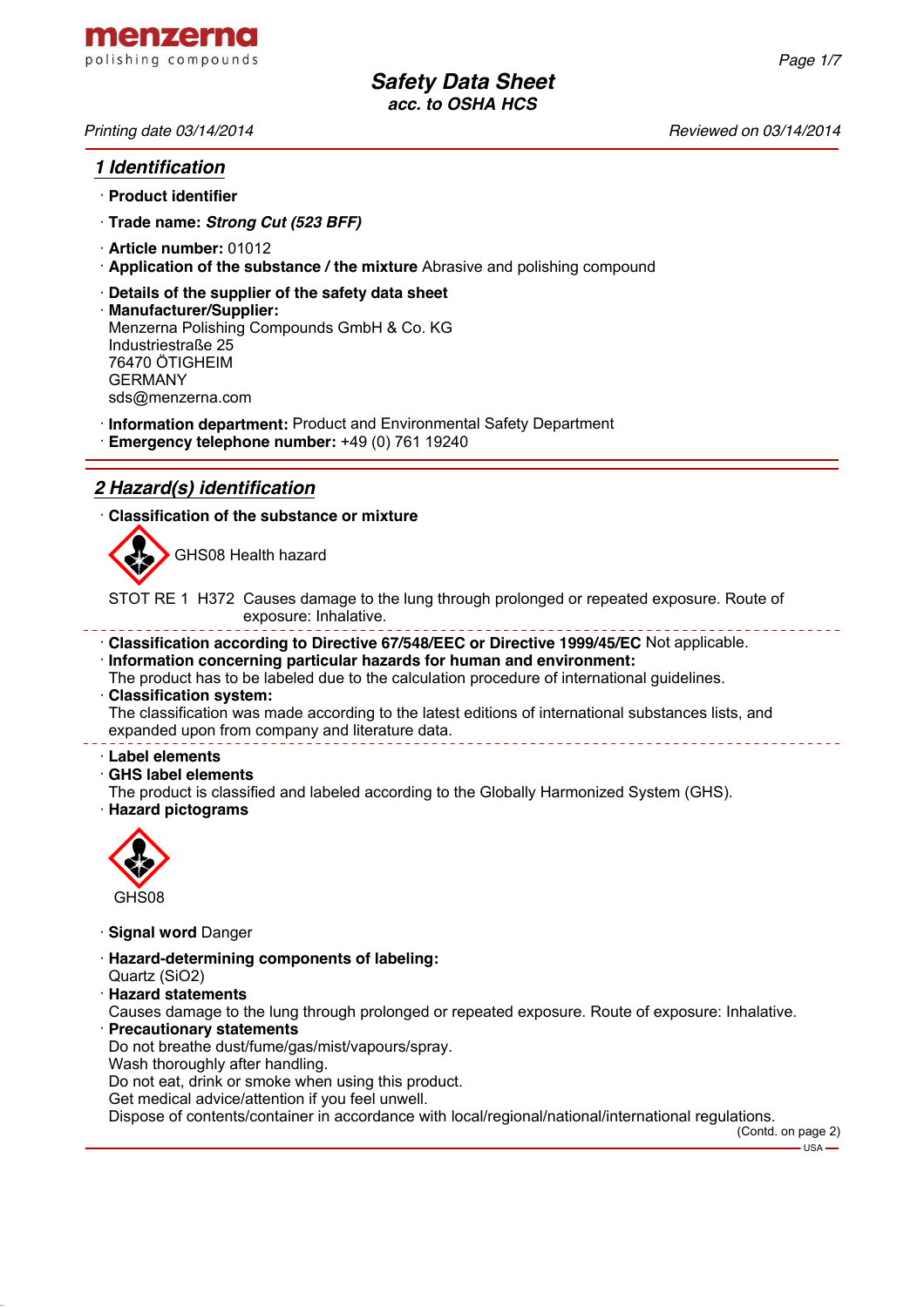menzerna
polishing compounds

# Safety Data Sheet
**acc. to OSHA HCS**

*Printing date 03/14/2014* *Reviewed on 03/14/2014*

## 1 Identification

· **Product identifier**

· **Trade name:** ***Strong Cut (523 BFF)***

· **Article number:** 01012

· **Application of the substance / the mixture** Abrasive and polishing compound

· **Details of the supplier of the safety data sheet**

· **Manufacturer/Supplier:**
Menzerna Polishing Compounds GmbH & Co. KG
Industriestraße 25
76470 ÖTIGHEIM
GERMANY
sds@menzerna.com

· **Information department:** Product and Environmental Safety Department

· **Emergency telephone number:** +49 (0) 761 19240

## 2 Hazard(s) identification

· **Classification of the substance or mixture**

GHS08 Health hazard

STOT RE 1 H372 Causes damage to the lung through prolonged or repeated exposure. Route of exposure: Inhalative.

· **Classification according to Directive 67/548/EEC or Directive 1999/45/EC** Not applicable.

· **Information concerning particular hazards for human and environment:**
The product has to be labeled due to the calculation procedure of international guidelines.

· **Classification system:**
The classification was made according to the latest editions of international substances lists, and expanded upon from company and literature data.

· **Label elements**

· **GHS label elements**
The product is classified and labeled according to the Globally Harmonized System (GHS).

· **Hazard pictograms**

GHS08

· **Signal word** Danger

· **Hazard-determining components of labeling:**
Quartz ($SiO_2$)

· **Hazard statements**
Causes damage to the lung through prolonged or repeated exposure. Route of exposure: Inhalative.

· **Precautionary statements**
Do not breathe dust/fume/gas/mist/vapours/spray.
Wash thoroughly after handling.
Do not eat, drink or smoke when using this product.
Get medical advice/attention if you feel unwell.
Dispose of contents/container in accordance with local/regional/national/international regulations.

(Contd. on page 2)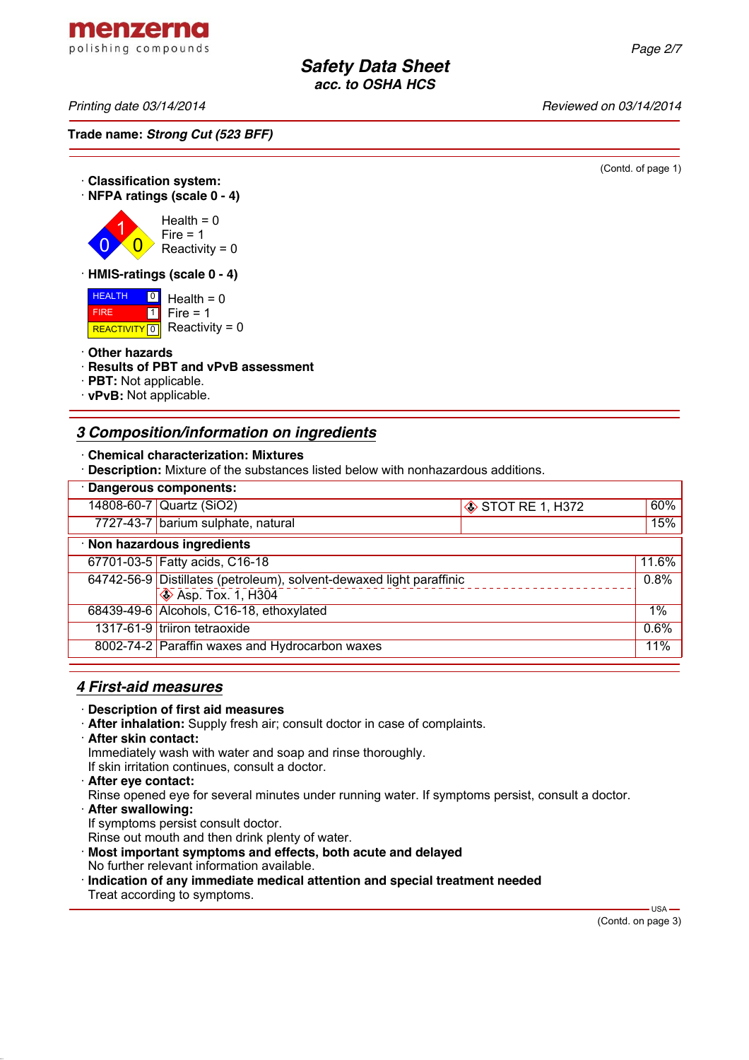(Contd. of page 1)

· **Classification system:**
· **NFPA ratings (scale 0 - 4)**

Health = 0
Fire = 1
Reactivity = 0

· **HMIS-ratings (scale 0 - 4)**

| | |
|---|---|
| HEALTH | 0 |
| FIRE | 1 |
| REACTIVITY | 0 |

Health = 0
Fire = 1
Reactivity = 0

· **Other hazards**
· **Results of PBT and vPvB assessment**
· **PBT:** Not applicable.
· **vPvB:** Not applicable.

## 3 Composition/information on ingredients

· **Chemical characterization: Mixtures**
· **Description:** Mixture of the substances listed below with nonhazardous additions.

| · **Dangerous components:** | | | |
|---|---|---|---|
| 14808-60-7 | Quartz ($SiO_2$) | STOT RE 1, H372 | 60% |
| 7727-43-7 | barium sulphate, natural | | 15% |

| · **Non hazardous ingredients** | | |
|---|---|---|
| 67701-03-5 | Fatty acids, C16-18 | 11.6% |
| 64742-56-9 | Distillates (petroleum), solvent-dewaxed light paraffinic<br>Asp. Tox. 1, H304 | 0.8% |
| 68439-49-6 | Alcohols, C16-18, ethoxylated | 1% |
| 1317-61-9 | triiron tetraoxide | 0.6% |
| 8002-74-2 | Paraffin waxes and Hydrocarbon waxes | 11% |

## 4 First-aid measures

· **Description of first aid measures**
· **After inhalation:** Supply fresh air; consult doctor in case of complaints.
· **After skin contact:**
Immediately wash with water and soap and rinse thoroughly.
If skin irritation continues, consult a doctor.
· **After eye contact:**
Rinse opened eye for several minutes under running water. If symptoms persist, consult a doctor.
· **After swallowing:**
If symptoms persist consult doctor.
Rinse out mouth and then drink plenty of water.
· **Most important symptoms and effects, both acute and delayed**
No further relevant information available.
· **Indication of any immediate medical attention and special treatment needed**
Treat according to symptoms.

(Contd. on page 3)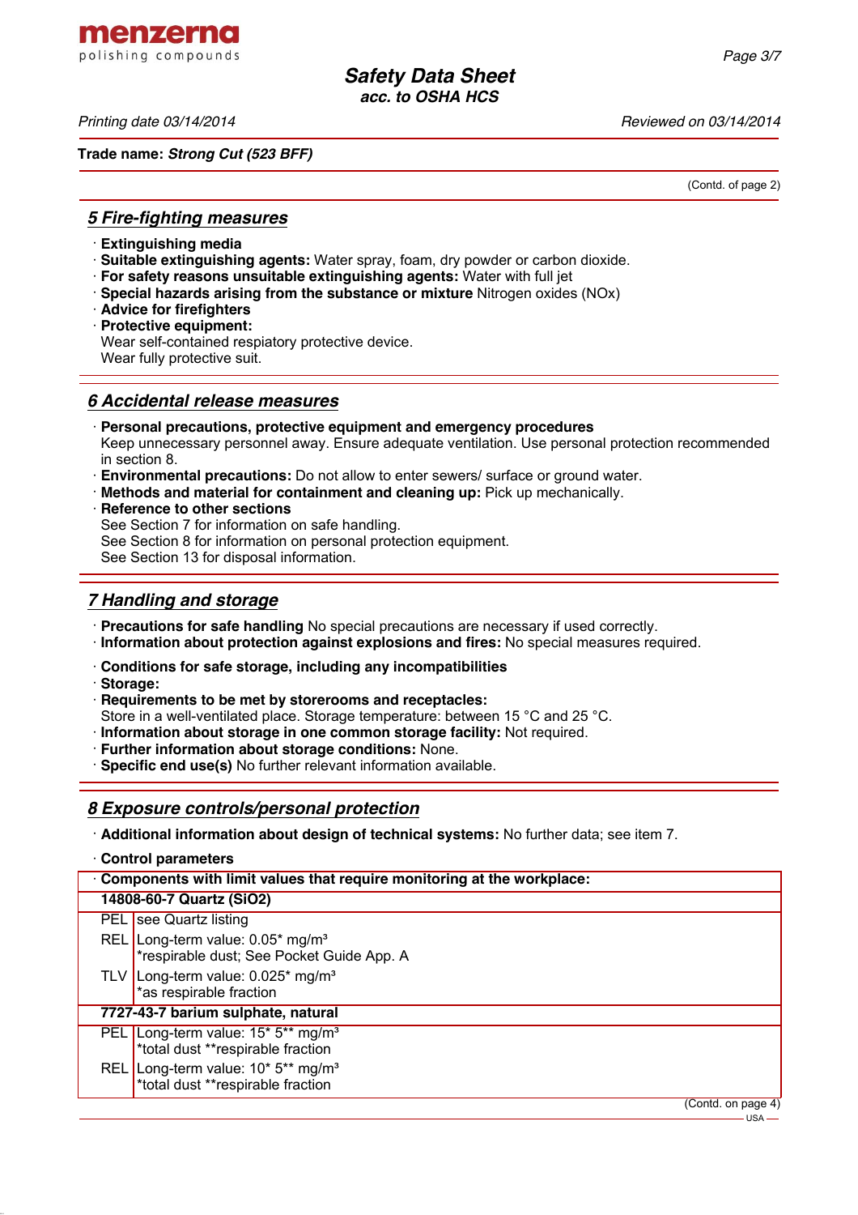Trade name: ***Strong Cut (523 BFF)***

(Contd. of page 2)

## 5 Fire-fighting measures

· **Extinguishing media**
· **Suitable extinguishing agents:** Water spray, foam, dry powder or carbon dioxide.
· **For safety reasons unsuitable extinguishing agents:** Water with full jet
· **Special hazards arising from the substance or mixture** Nitrogen oxides (NOx)
· **Advice for firefighters**
· **Protective equipment:**
Wear self-contained respiatory protective device.
Wear fully protective suit.

## 6 Accidental release measures

· **Personal precautions, protective equipment and emergency procedures**
Keep unnecessary personnel away. Ensure adequate ventilation. Use personal protection recommended in section 8.
· **Environmental precautions:** Do not allow to enter sewers/ surface or ground water.
· **Methods and material for containment and cleaning up:** Pick up mechanically.
· **Reference to other sections**
See Section 7 for information on safe handling.
See Section 8 for information on personal protection equipment.
See Section 13 for disposal information.

## 7 Handling and storage

· **Precautions for safe handling** No special precautions are necessary if used correctly.
· **Information about protection against explosions and fires:** No special measures required.

· **Conditions for safe storage, including any incompatibilities**
· **Storage:**
· **Requirements to be met by storerooms and receptacles:**
Store in a well-ventilated place. Storage temperature: between 15 °C and 25 °C.
· **Information about storage in one common storage facility:** Not required.
· **Further information about storage conditions:** None.
· **Specific end use(s)** No further relevant information available.

## 8 Exposure controls/personal protection

· **Additional information about design of technical systems:** No further data; see item 7.

· **Control parameters**

| · **Components with limit values that require monitoring at the workplace:** | |
|---|---|
| **14808-60-7 Quartz (SiO2)** | |
| PEL | see Quartz listing |
| REL | Long-term value: 0.05* mg/m³<br>*respirable dust; See Pocket Guide App. A |
| TLV | Long-term value: 0.025* mg/m³<br>*as respirable fraction |
| **7727-43-7 barium sulphate, natural** | |
| PEL | Long-term value: 15* 5** mg/m³<br>*total dust **respirable fraction |
| REL | Long-term value: 10* 5** mg/m³<br>*total dust **respirable fraction |

(Contd. on page 4)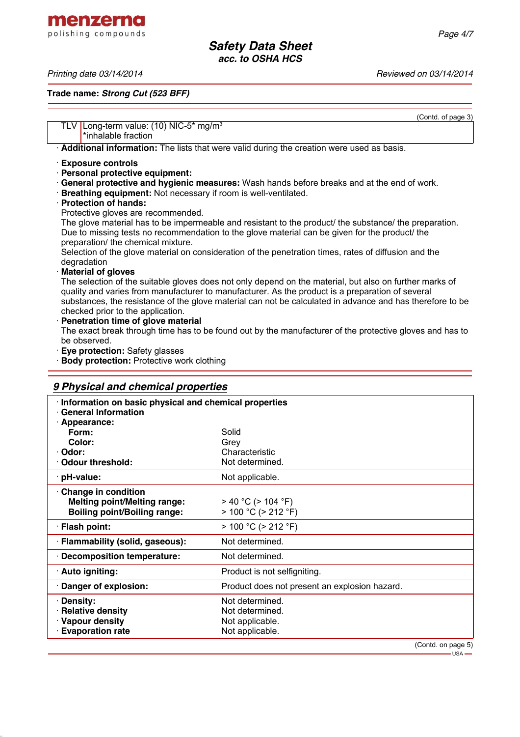Trade name: ***Strong Cut (523 BFF)***

(Contd. of page 3)

| | |
|---|---|
| TLV | Long-term value: (10) NIC-5* mg/m³<br>*inhalable fraction |

· **Additional information:** The lists that were valid during the creation were used as basis.

· **Exposure controls**
· **Personal protective equipment:**
· **General protective and hygienic measures:** Wash hands before breaks and at the end of work.
· **Breathing equipment:** Not necessary if room is well-ventilated.
· **Protection of hands:**
Protective gloves are recommended.
The glove material has to be impermeable and resistant to the product/ the substance/ the preparation.
Due to missing tests no recommendation to the glove material can be given for the product/ the preparation/ the chemical mixture.
Selection of the glove material on consideration of the penetration times, rates of diffusion and the degradation
· **Material of gloves**
The selection of the suitable gloves does not only depend on the material, but also on further marks of quality and varies from manufacturer to manufacturer. As the product is a preparation of several substances, the resistance of the glove material can not be calculated in advance and has therefore to be checked prior to the application.
· **Penetration time of glove material**
The exact break through time has to be found out by the manufacturer of the protective gloves and has to be observed.
· **Eye protection:** Safety glasses
· **Body protection:** Protective work clothing

## 9 Physical and chemical properties

| | |
|---|---|
| · **Information on basic physical and chemical properties** | |
| · **General Information** | |
| · **Appearance:** | |
| **Form:** | Solid |
| **Color:** | Grey |
| · **Odor:** | Characteristic |
| · **Odour threshold:** | Not determined. |
| · **pH-value:** | Not applicable. |
| · **Change in condition** | |
| **Melting point/Melting range:** | > 40 °C (> 104 °F) |
| **Boiling point/Boiling range:** | > 100 °C (> 212 °F) |
| · **Flash point:** | > 100 °C (> 212 °F) |
| · **Flammability (solid, gaseous):** | Not determined. |
| · **Decomposition temperature:** | Not determined. |
| · **Auto igniting:** | Product is not selfigniting. |
| · **Danger of explosion:** | Product does not present an explosion hazard. |
| · **Density:** | Not determined. |
| · **Relative density** | Not determined. |
| · **Vapour density** | Not applicable. |
| · **Evaporation rate** | Not applicable. |

(Contd. on page 5)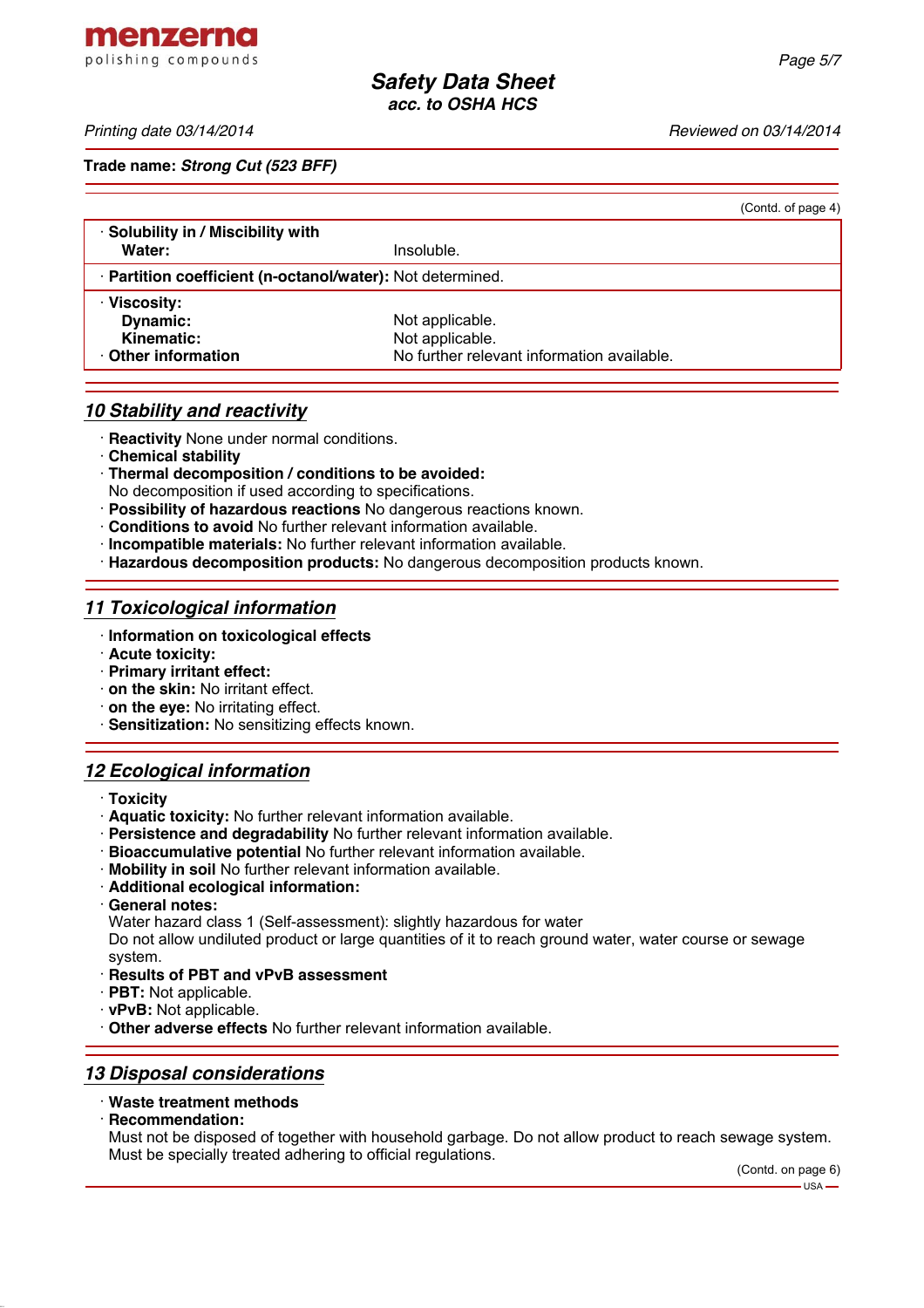(Contd. of page 4)

| | |
|---|---|
| · **Solubility in / Miscibility with** | |
| **Water:** | Insoluble. |
| · **Partition coefficient (n-octanol/water):** Not determined. | |
| · **Viscosity:** | |
| **Dynamic:** | Not applicable. |
| **Kinematic:** | Not applicable. |
| · **Other information** | No further relevant information available. |

## 10 Stability and reactivity

· **Reactivity** None under normal conditions.
· **Chemical stability**
· **Thermal decomposition / conditions to be avoided:**
No decomposition if used according to specifications.
· **Possibility of hazardous reactions** No dangerous reactions known.
· **Conditions to avoid** No further relevant information available.
· **Incompatible materials:** No further relevant information available.
· **Hazardous decomposition products:** No dangerous decomposition products known.

## 11 Toxicological information

· **Information on toxicological effects**
· **Acute toxicity:**
· **Primary irritant effect:**
· **on the skin:** No irritant effect.
· **on the eye:** No irritating effect.
· **Sensitization:** No sensitizing effects known.

## 12 Ecological information

· **Toxicity**
· **Aquatic toxicity:** No further relevant information available.
· **Persistence and degradability** No further relevant information available.
· **Bioaccumulative potential** No further relevant information available.
· **Mobility in soil** No further relevant information available.
· **Additional ecological information:**
· **General notes:**
Water hazard class 1 (Self-assessment): slightly hazardous for water
Do not allow undiluted product or large quantities of it to reach ground water, water course or sewage system.
· **Results of PBT and vPvB assessment**
· **PBT:** Not applicable.
· **vPvB:** Not applicable.
· **Other adverse effects** No further relevant information available.

## 13 Disposal considerations

· **Waste treatment methods**
· **Recommendation:**
Must not be disposed of together with household garbage. Do not allow product to reach sewage system. Must be specially treated adhering to official regulations.

(Contd. on page 6)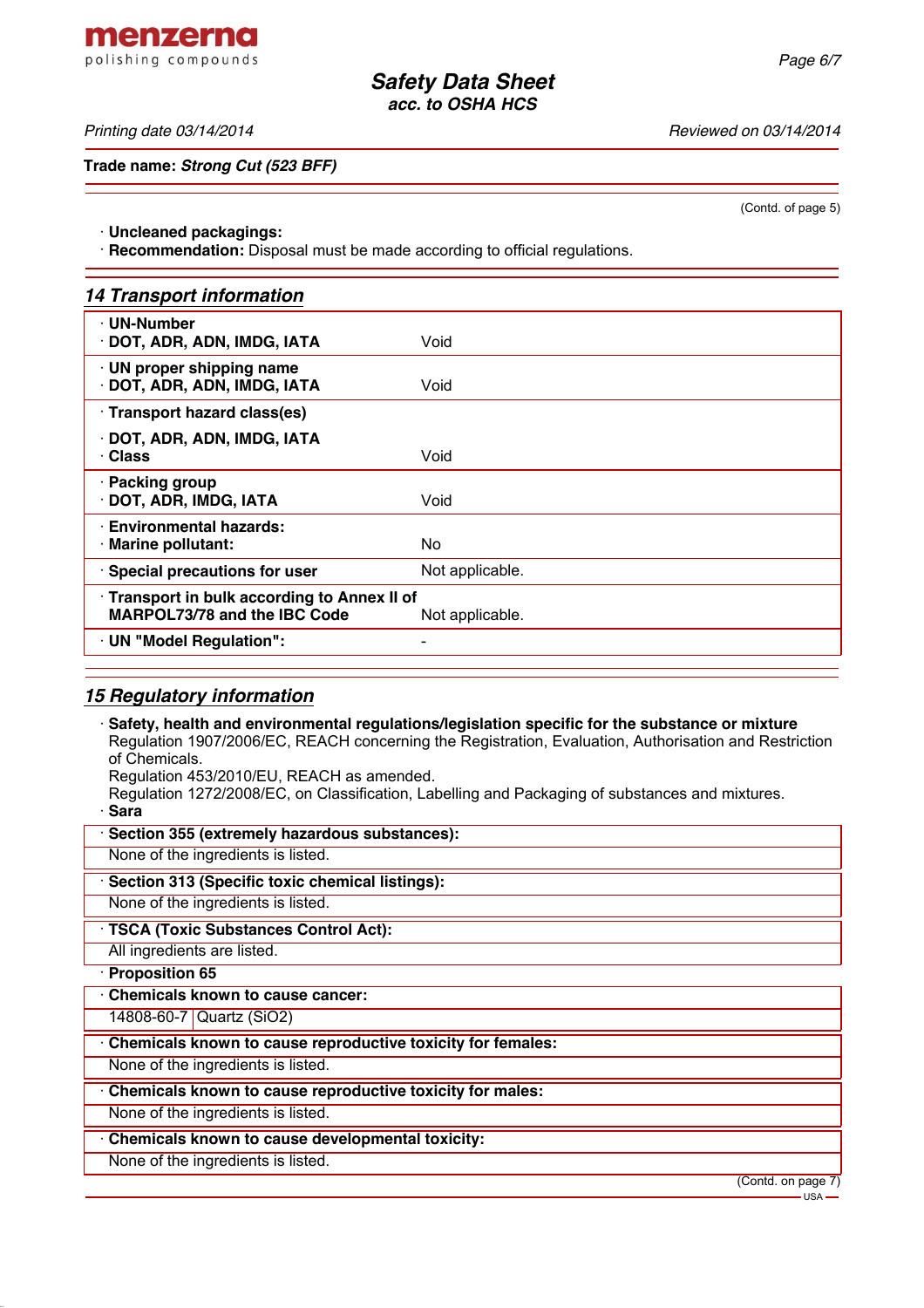(Contd. of page 5)

· **Uncleaned packagings:**
· **Recommendation:** Disposal must be made according to official regulations.

## *14 Transport information*

| | |
|---|---|
| · **UN-Number**<br>· **DOT, ADR, ADN, IMDG, IATA** | Void |
| · **UN proper shipping name**<br>· **DOT, ADR, ADN, IMDG, IATA** | Void |
| · **Transport hazard class(es)**<br>· **DOT, ADR, ADN, IMDG, IATA**<br>· **Class** | Void |
| · **Packing group**<br>· **DOT, ADR, IMDG, IATA** | Void |
| · **Environmental hazards:**<br>· **Marine pollutant:** | No |
| · **Special precautions for user** | Not applicable. |
| · **Transport in bulk according to Annex II of MARPOL73/78 and the IBC Code** | Not applicable. |
| · **UN "Model Regulation":** | - |

## *15 Regulatory information*

· **Safety, health and environmental regulations/legislation specific for the substance or mixture**
Regulation 1907/2006/EC, REACH concerning the Registration, Evaluation, Authorisation and Restriction of Chemicals.
Regulation 453/2010/EU, REACH as amended.
Regulation 1272/2008/EC, on Classification, Labelling and Packaging of substances and mixtures.

· **Sara**

· **Section 355 (extremely hazardous substances):**
None of the ingredients is listed.

· **Section 313 (Specific toxic chemical listings):**
None of the ingredients is listed.

· **TSCA (Toxic Substances Control Act):**
All ingredients are listed.

· **Proposition 65**

· **Chemicals known to cause cancer:**

| | |
|---|---|
| 14808-60-7 | Quartz ($SiO_2$) |

· **Chemicals known to cause reproductive toxicity for females:**
None of the ingredients is listed.

· **Chemicals known to cause reproductive toxicity for males:**
None of the ingredients is listed.

· **Chemicals known to cause developmental toxicity:**
None of the ingredients is listed.

(Contd. on page 7)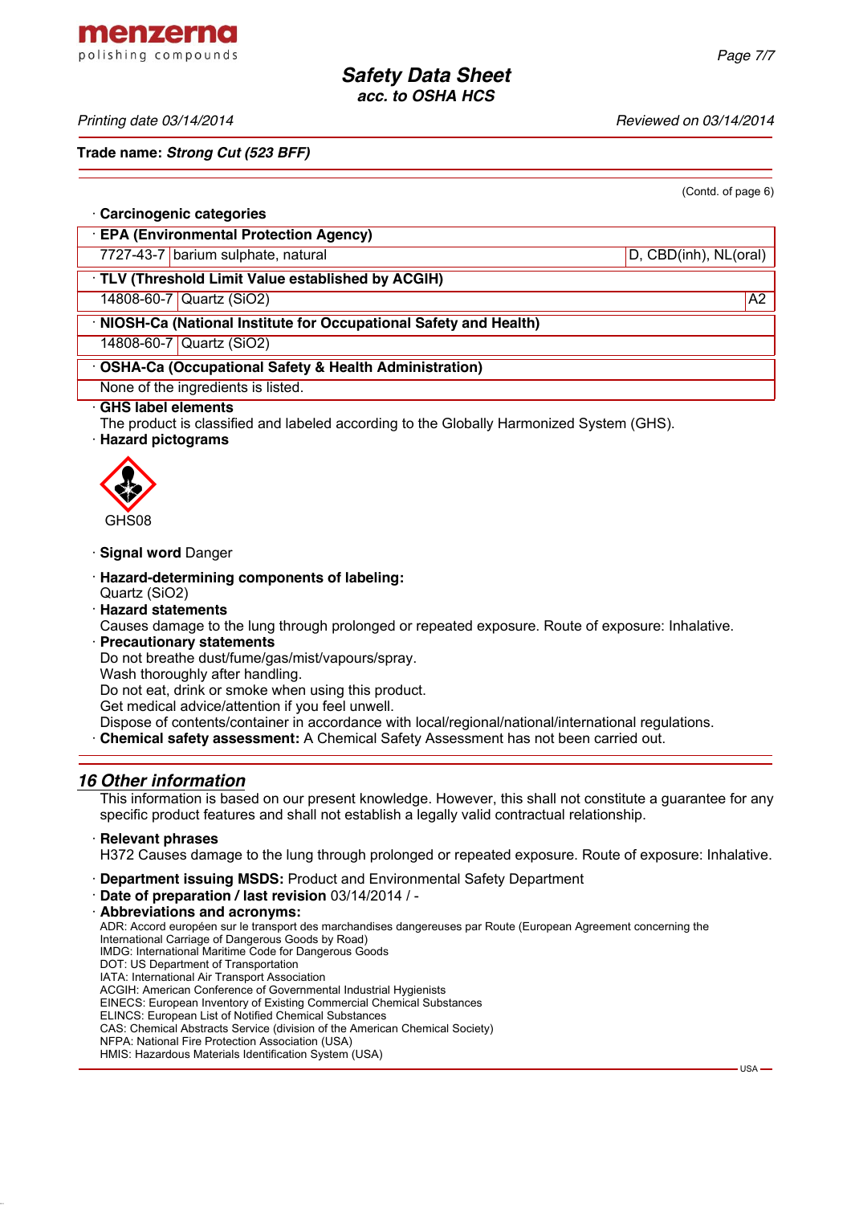Trade name: ***Strong Cut (523 BFF)***

(Contd. of page 6)

· **Carcinogenic categories**

| · **EPA (Environmental Protection Agency)** | | |
|---|---|---|
| 7727-43-7 | barium sulphate, natural | D, CBD(inh), NL(oral) |

| · **TLV (Threshold Limit Value established by ACGIH)** | | |
|---|---|---|
| 14808-60-7 | Quartz ($SiO_2$) | A2 |

| · **NIOSH-Ca (National Institute for Occupational Safety and Health)** | |
|---|---|
| 14808-60-7 | Quartz ($SiO_2$) |

| · **OSHA-Ca (Occupational Safety & Health Administration)** |
|---|
| None of the ingredients is listed. |

· **GHS label elements**
The product is classified and labeled according to the Globally Harmonized System (GHS).

· **Hazard pictograms**

GHS08

· **Signal word** Danger

· **Hazard-determining components of labeling:**
Quartz ($SiO_2$)

· **Hazard statements**
Causes damage to the lung through prolonged or repeated exposure. Route of exposure: Inhalative.

· **Precautionary statements**
Do not breathe dust/fume/gas/mist/vapours/spray.
Wash thoroughly after handling.
Do not eat, drink or smoke when using this product.
Get medical advice/attention if you feel unwell.
Dispose of contents/container in accordance with local/regional/national/international regulations.

· **Chemical safety assessment:** A Chemical Safety Assessment has not been carried out.

## *16 Other information*

This information is based on our present knowledge. However, this shall not constitute a guarantee for any specific product features and shall not establish a legally valid contractual relationship.

· **Relevant phrases**
H372 Causes damage to the lung through prolonged or repeated exposure. Route of exposure: Inhalative.

· **Department issuing MSDS:** Product and Environmental Safety Department

· **Date of preparation / last revision** 03/14/2014 / -

· **Abbreviations and acronyms:**
ADR: Accord européen sur le transport des marchandises dangereuses par Route (European Agreement concerning the International Carriage of Dangerous Goods by Road)
IMDG: International Maritime Code for Dangerous Goods
DOT: US Department of Transportation
IATA: International Air Transport Association
ACGIH: American Conference of Governmental Industrial Hygienists
EINECS: European Inventory of Existing Commercial Chemical Substances
ELINCS: European List of Notified Chemical Substances
CAS: Chemical Abstracts Service (division of the American Chemical Society)
NFPA: National Fire Protection Association (USA)
HMIS: Hazardous Materials Identification System (USA)